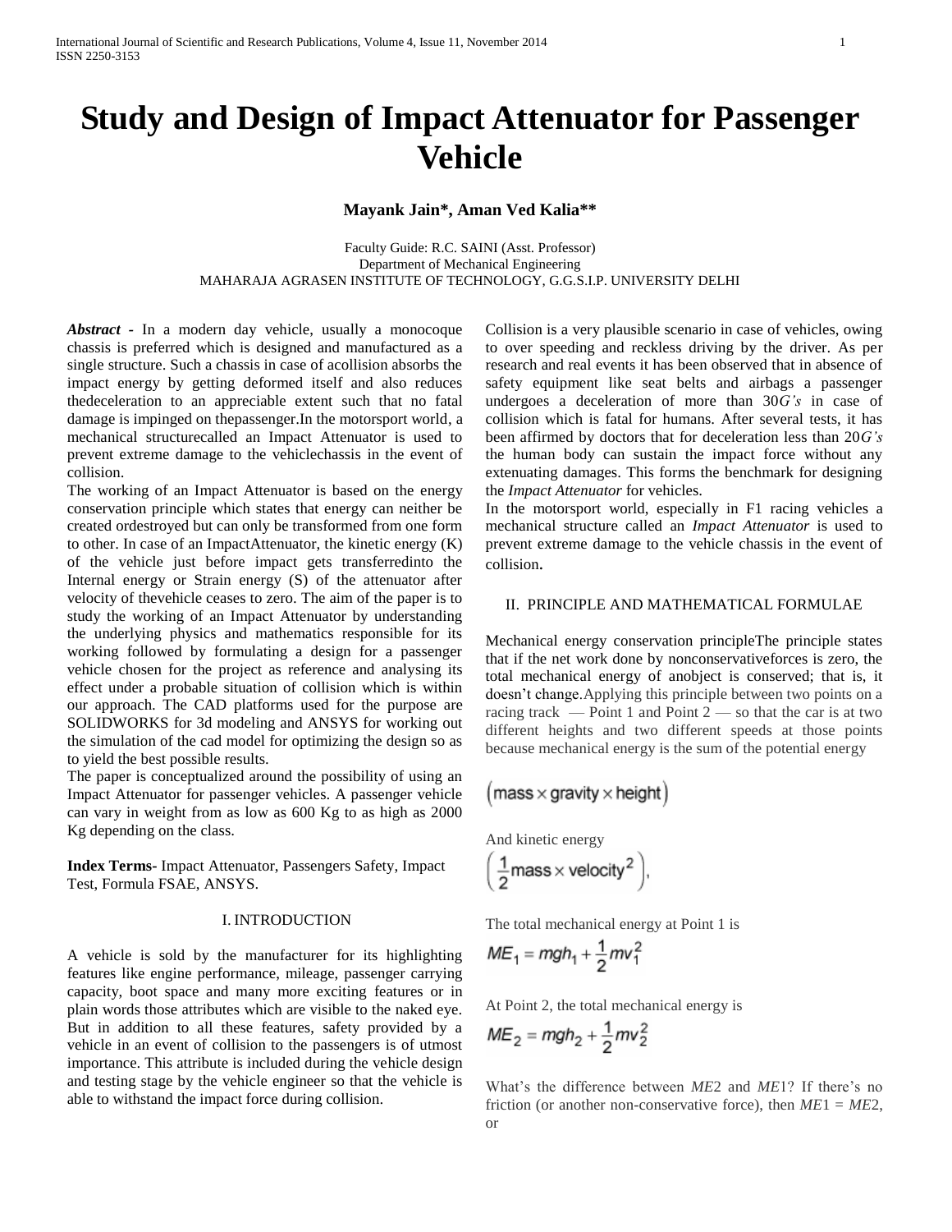# Study and Design of Impact Attenuator for Passenger Vehicle

**Mayank Jain\*, Aman Ved Kalia\*\***

Faculty Guide: R.C. SAINI (Asst. Professor)
Department of Mechanical Engineering
MAHARAJA AGRASEN INSTITUTE OF TECHNOLOGY, G.G.S.I.P. UNIVERSITY DELHI

***Abstract*** - In a modern day vehicle, usually a monocoque chassis is preferred which is designed and manufactured as a single structure. Such a chassis in case of acollision absorbs the impact energy by getting deformed itself and also reduces thedeceleration to an appreciable extent such that no fatal damage is impinged on thepassenger.In the motorsport world, a mechanical structurecalled an Impact Attenuator is used to prevent extreme damage to the vehiclechassis in the event of collision.

The working of an Impact Attenuator is based on the energy conservation principle which states that energy can neither be created ordestroyed but can only be transformed from one form to other. In case of an ImpactAttenuator, the kinetic energy (K) of the vehicle just before impact gets transferredinto the Internal energy or Strain energy (S) of the attenuator after velocity of thevehicle ceases to zero. The aim of the paper is to study the working of an Impact Attenuator by understanding the underlying physics and mathematics responsible for its working followed by formulating a design for a passenger vehicle chosen for the project as reference and analysing its effect under a probable situation of collision which is within our approach. The CAD platforms used for the purpose are SOLIDWORKS for 3d modeling and ANSYS for working out the simulation of the cad model for optimizing the design so as to yield the best possible results.

The paper is conceptualized around the possibility of using an Impact Attenuator for passenger vehicles. A passenger vehicle can vary in weight from as low as 600 Kg to as high as 2000 Kg depending on the class.

**Index Terms**- Impact Attenuator, Passengers Safety, Impact Test, Formula FSAE, ANSYS.

## I. INTRODUCTION

A vehicle is sold by the manufacturer for its highlighting features like engine performance, mileage, passenger carrying capacity, boot space and many more exciting features or in plain words those attributes which are visible to the naked eye. But in addition to all these features, safety provided by a vehicle in an event of collision to the passengers is of utmost importance. This attribute is included during the vehicle design and testing stage by the vehicle engineer so that the vehicle is able to withstand the impact force during collision.

Collision is a very plausible scenario in case of vehicles, owing to over speeding and reckless driving by the driver. As per research and real events it has been observed that in absence of safety equipment like seat belts and airbags a passenger undergoes a deceleration of more than 30*G's* in case of collision which is fatal for humans. After several tests, it has been affirmed by doctors that for deceleration less than 20*G's* the human body can sustain the impact force without any extenuating damages. This forms the benchmark for designing the *Impact Attenuator* for vehicles.

In the motorsport world, especially in F1 racing vehicles a mechanical structure called an *Impact Attenuator* is used to prevent extreme damage to the vehicle chassis in the event of collision.

## II. PRINCIPLE AND MATHEMATICAL FORMULAE

Mechanical energy conservation principleThe principle states that if the net work done by nonconservativeforces is zero, the total mechanical energy of anobject is conserved; that is, it doesn't change.Applying this principle between two points on a racing track — Point 1 and Point 2 — so that the car is at two different heights and two different speeds at those points because mechanical energy is the sum of the potential energy

$$\left(\text{mass} \times \text{gravity} \times \text{height}\right)$$

And kinetic energy

$$\left(\frac{1}{2}\text{mass} \times \text{velocity}^2\right),$$

The total mechanical energy at Point 1 is

$$ME_1 = mgh_1 + \frac{1}{2}mv_1^2$$

At Point 2, the total mechanical energy is

$$ME_2 = mgh_2 + \frac{1}{2}mv_2^2$$

What's the difference between *ME*2 and *ME*1? If there's no friction (or another non-conservative force), then *ME*1 = *ME*2, or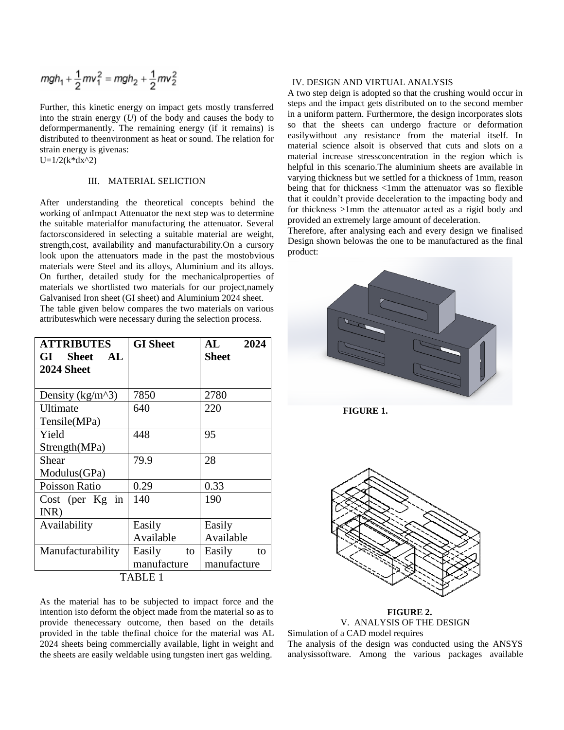$$mgh_1 + \frac{1}{2}mv_1^2 = mgh_2 + \frac{1}{2}mv_2^2$$

Further, this kinetic energy on impact gets mostly transferred into the strain energy (*U*) of the body and causes the body to deformpermanently. The remaining energy (if it remains) is distributed to theenvironment as heat or sound. The relation for strain energy is givenas:

U=1/2(k*dx^2)

## III. MATERIAL SELICTION

After understanding the theoretical concepts behind the working of anImpact Attenuator the next step was to determine the suitable materialfor manufacturing the attenuator. Several factorsconsidered in selecting a suitable material are weight, strength,cost, availability and manufacturability.On a cursory look upon the attenuators made in the past the mostobvious materials were Steel and its alloys, Aluminium and its alloys. On further, detailed study for the mechanicalproperties of materials we shortlisted two materials for our project,namely Galvanised Iron sheet (GI sheet) and Aluminium 2024 sheet.

The table given below compares the two materials on various attributeswhich were necessary during the selection process.

| ATTRIBUTES GI Sheet AL 2024 Sheet | GI Sheet | AL 2024 Sheet |
|---|---|---|
| Density (kg/m^3) | 7850 | 2780 |
| Ultimate Tensile(MPa) | 640 | 220 |
| Yield Strength(MPa) | 448 | 95 |
| Shear Modulus(GPa) | 79.9 | 28 |
| Poisson Ratio | 0.29 | 0.33 |
| Cost (per Kg in INR) | 140 | 190 |
| Availability | Easily Available | Easily Available |
| Manufacturability | Easily to manufacture | Easily to manufacture |

TABLE 1

As the material has to be subjected to impact force and the intention isto deform the object made from the material so as to provide thenecessary outcome, then based on the details provided in the table thefinal choice for the material was AL 2024 sheets being commercially available, light in weight and the sheets are easily weldable using tungsten inert gas welding.

## IV. DESIGN AND VIRTUAL ANALYSIS

A two step deign is adopted so that the crushing would occur in steps and the impact gets distributed on to the second member in a uniform pattern. Furthermore, the design incorporates slots so that the sheets can undergo fracture or deformation easilywithout any resistance from the material itself. In material science alsoit is observed that cuts and slots on a material increase stressconcentration in the region which is helpful in this scenario.The aluminium sheets are available in varying thickness but we settled for a thickness of 1mm, reason being that for thickness <1mm the attenuator was so flexible that it couldn't provide deceleration to the impacting body and for thickness >1mm the attenuator acted as a rigid body and provided an extremely large amount of deceleration.

Therefore, after analysing each and every design we finalised Design shown belowas the one to be manufactured as the final product:

**FIGURE 1.**

**FIGURE 2.**

## V. ANALYSIS OF THE DESIGN

Simulation of a CAD model requires

The analysis of the design was conducted using the ANSYS analysissoftware. Among the various packages available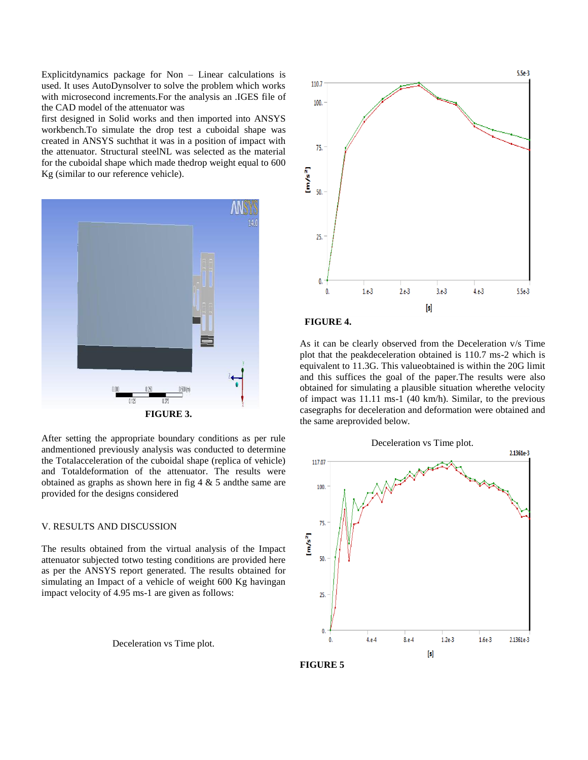Explicitdynamics package for Non – Linear calculations is used. It uses AutoDynsolver to solve the problem which works with microsecond increments.For the analysis an .IGES file of the CAD model of the attenuator was
first designed in Solid works and then imported into ANSYS workbench.To simulate the drop test a cuboidal shape was created in ANSYS suchthat it was in a position of impact with the attenuator. Structural steelNL was selected as the material for the cuboidal shape which made thedrop weight equal to 600 Kg (similar to our reference vehicle).

**FIGURE 3.**

After setting the appropriate boundary conditions as per rule andmentioned previously analysis was conducted to determine the Totalacceleration of the cuboidal shape (replica of vehicle) and Totaldeformation of the attenuator. The results were obtained as graphs as shown here in fig 4 & 5 andthe same are provided for the designs considered

## V. RESULTS AND DISCUSSION

The results obtained from the virtual analysis of the Impact attenuator subjected totwo testing conditions are provided here as per the ANSYS report generated. The results obtained for simulating an Impact of a vehicle of weight 600 Kg havingan impact velocity of 4.95 ms-1 are given as follows:

Deceleration vs Time plot.

**FIGURE 4.**

As it can be clearly observed from the Deceleration v/s Time plot that the peakdeceleration obtained is 110.7 ms-2 which is equivalent to 11.3G. This valueobtained is within the 20G limit and this suffices the goal of the paper.The results were also obtained for simulating a plausible situation wherethe velocity of impact was 11.11 ms-1 (40 km/h). Similar, to the previous casegraphs for deceleration and deformation were obtained and the same areprovided below.

Deceleration vs Time plot.

**FIGURE 5**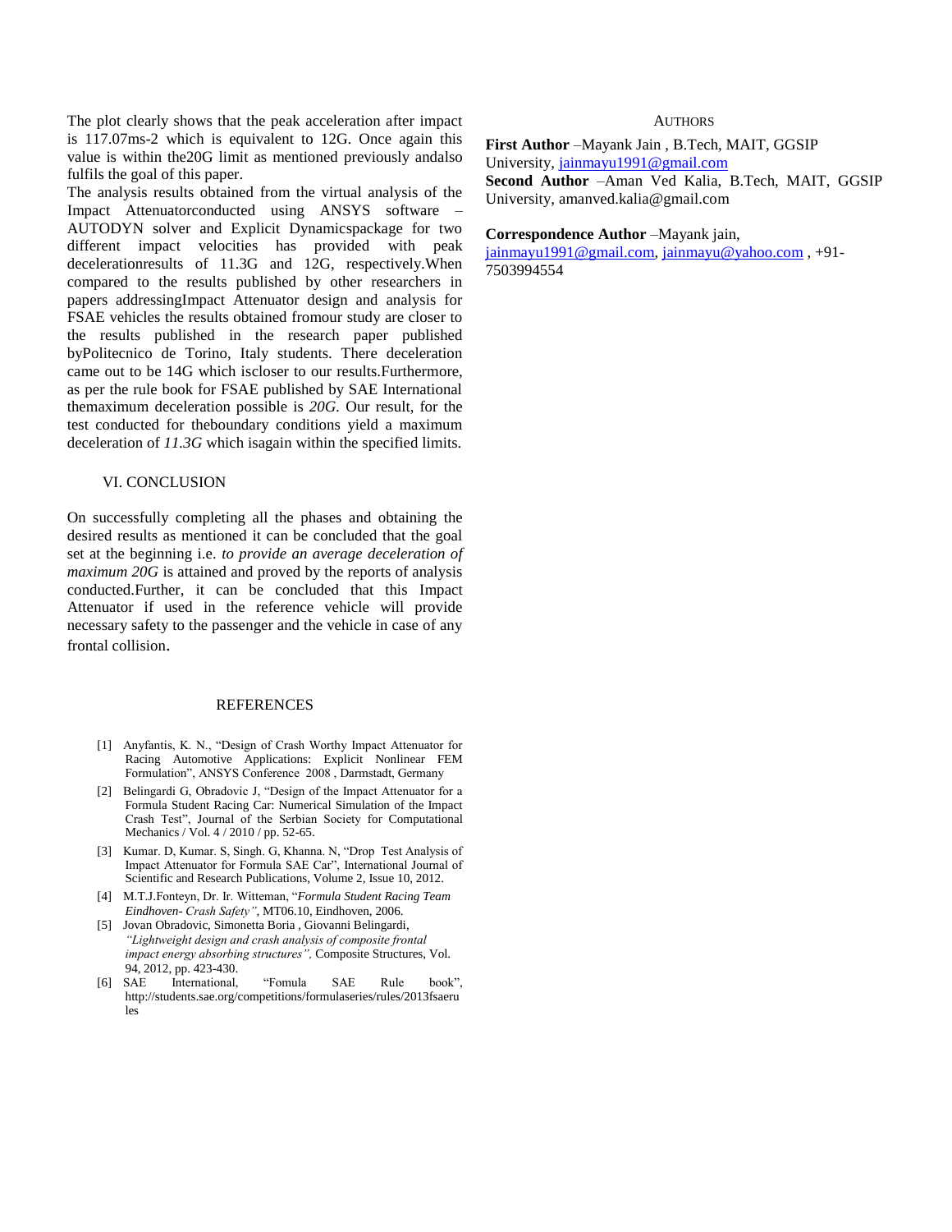The plot clearly shows that the peak acceleration after impact is 117.07ms-2 which is equivalent to 12G. Once again this value is within the20G limit as mentioned previously andalso fulfils the goal of this paper.

The analysis results obtained from the virtual analysis of the Impact Attenuatorconducted using ANSYS software – AUTODYN solver and Explicit Dynamicspackage for two different impact velocities has provided with peak decelerationresults of 11.3G and 12G, respectively.When compared to the results published by other researchers in papers addressingImpact Attenuator design and analysis for FSAE vehicles the results obtained fromour study are closer to the results published in the research paper published byPolitecnico de Torino, Italy students. There deceleration came out to be 14G which iscloser to our results.Furthermore, as per the rule book for FSAE published by SAE International themaximum deceleration possible is *20G*. Our result, for the test conducted for theboundary conditions yield a maximum deceleration of *11.3G* which isagain within the specified limits.

## VI. CONCLUSION

On successfully completing all the phases and obtaining the desired results as mentioned it can be concluded that the goal set at the beginning i.e. *to provide an average deceleration of maximum 20G* is attained and proved by the reports of analysis conducted.Further, it can be concluded that this Impact Attenuator if used in the reference vehicle will provide necessary safety to the passenger and the vehicle in case of any frontal collision.

## REFERENCES

[1] Anyfantis, K. N., "Design of Crash Worthy Impact Attenuator for Racing Automotive Applications: Explicit Nonlinear FEM Formulation", ANSYS Conference 2008 , Darmstadt, Germany

[2] Belingardi G, Obradovic J, "Design of the Impact Attenuator for a Formula Student Racing Car: Numerical Simulation of the Impact Crash Test", Journal of the Serbian Society for Computational Mechanics / Vol. 4 / 2010 / pp. 52-65.

[3] Kumar. D, Kumar. S, Singh. G, Khanna. N, "Drop Test Analysis of Impact Attenuator for Formula SAE Car", International Journal of Scientific and Research Publications, Volume 2, Issue 10, 2012.

[4] M.T.J.Fonteyn, Dr. Ir. Witteman, "*Formula Student Racing Team Eindhoven- Crash Safety"*, MT06.10, Eindhoven, 2006.

[5] Jovan Obradovic, Simonetta Boria , Giovanni Belingardi, *"Lightweight design and crash analysis of composite frontal impact energy absorbing structures",* Composite Structures, Vol. 94, 2012, pp. 423-430.

[6] SAE International, "Fomula SAE Rule book", http://students.sae.org/competitions/formulaseries/rules/2013fsaerules

## AUTHORS

**First Author** –Mayank Jain , B.Tech, MAIT, GGSIP University, jainmayu1991@gmail.com

**Second Author** –Aman Ved Kalia, B.Tech, MAIT, GGSIP University, amanved.kalia@gmail.com

**Correspondence Author** –Mayank jain, jainmayu1991@gmail.com, jainmayu@yahoo.com , +91-7503994554